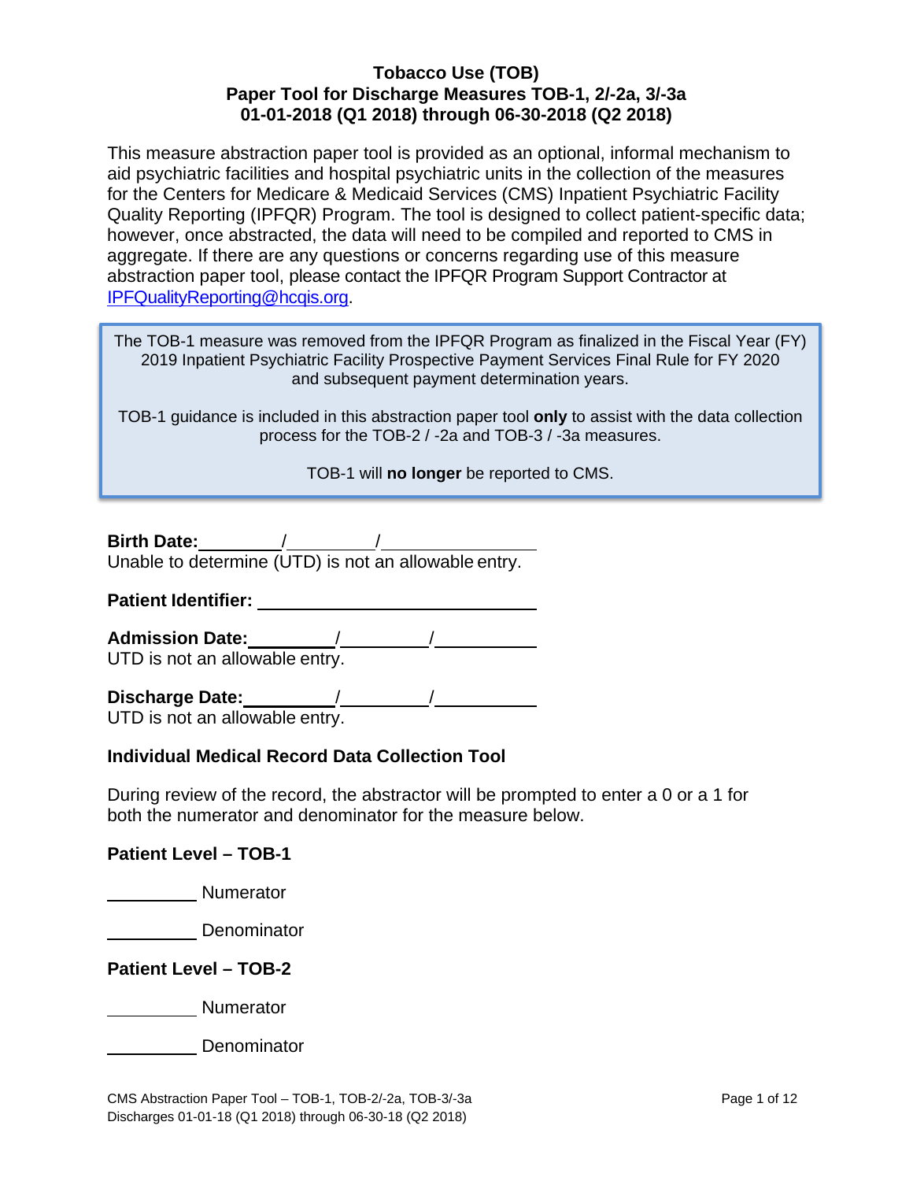# Tobacco Use (TOB)
# Paper Tool for Discharge Measures TOB-1, 2/-2a, 3/-3a
# 01-01-2018 (Q1 2018) through 06-30-2018 (Q2 2018)

This measure abstraction paper tool is provided as an optional, informal mechanism to aid psychiatric facilities and hospital psychiatric units in the collection of the measures for the Centers for Medicare & Medicaid Services (CMS) Inpatient Psychiatric Facility Quality Reporting (IPFQR) Program. The tool is designed to collect patient-specific data; however, once abstracted, the data will need to be compiled and reported to CMS in aggregate. If there are any questions or concerns regarding use of this measure abstraction paper tool, please contact the IPFQR Program Support Contractor at IPFQualityReporting@hcqis.org.

> The TOB-1 measure was removed from the IPFQR Program as finalized in the Fiscal Year (FY) 2019 Inpatient Psychiatric Facility Prospective Payment Services Final Rule for FY 2020 and subsequent payment determination years.
>
> TOB-1 guidance is included in this abstraction paper tool **only** to assist with the data collection process for the TOB-2 / -2a and TOB-3 / -3a measures.
>
> TOB-1 will **no longer** be reported to CMS.

**Birth Date:** ________/________/______________
Unable to determine (UTD) is not an allowable entry.

**Patient Identifier:** __________________________

**Admission Date:** ________/________/__________
UTD is not an allowable entry.

**Discharge Date:** ________/________/__________
UTD is not an allowable entry.

**Individual Medical Record Data Collection Tool**

During review of the record, the abstractor will be prompted to enter a 0 or a 1 for both the numerator and denominator for the measure below.

**Patient Level – TOB-1**

________ Numerator

________ Denominator

**Patient Level – TOB-2**

________ Numerator

________ Denominator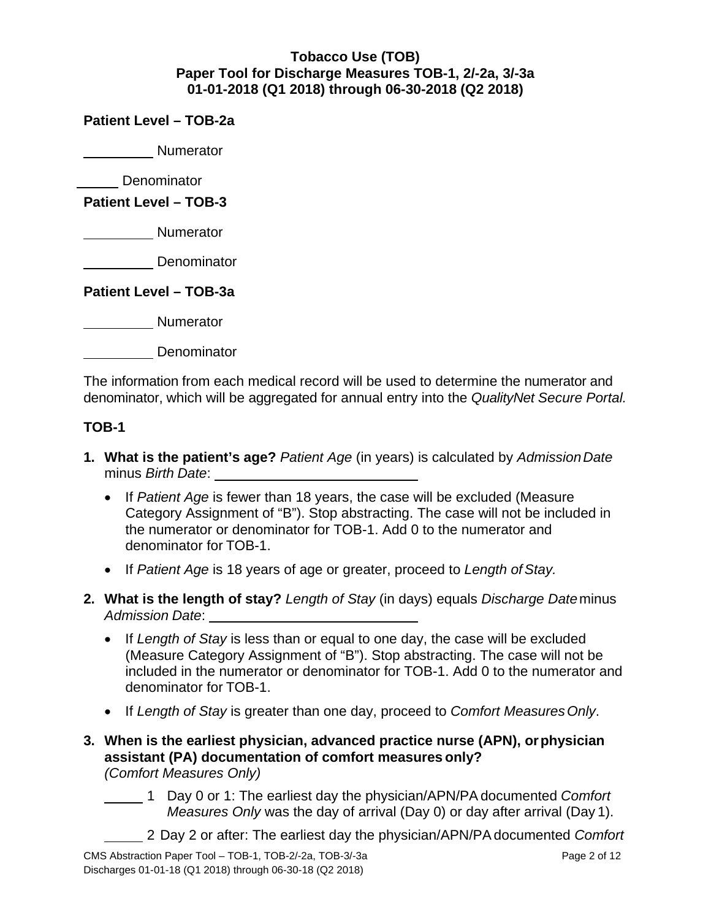**Tobacco Use (TOB)**
**Paper Tool for Discharge Measures TOB-1, 2/-2a, 3/-3a**
**01-01-2018 (Q1 2018) through 06-30-2018 (Q2 2018)**

**Patient Level – TOB-2a**

_________ Numerator

______ Denominator

**Patient Level – TOB-3**

_________ Numerator

_________ Denominator

**Patient Level – TOB-3a**

_________ Numerator

_________ Denominator

The information from each medical record will be used to determine the numerator and denominator, which will be aggregated for annual entry into the *QualityNet Secure Portal.*

## TOB-1

1. **What is the patient's age?** *Patient Age* (in years) is calculated by *Admission Date* minus *Birth Date*: ________________________
   - If *Patient Age* is fewer than 18 years, the case will be excluded (Measure Category Assignment of "B"). Stop abstracting. The case will not be included in the numerator or denominator for TOB-1. Add 0 to the numerator and denominator for TOB-1.
   - If *Patient Age* is 18 years of age or greater, proceed to *Length of Stay.*
2. **What is the length of stay?** *Length of Stay* (in days) equals *Discharge Date* minus *Admission Date*: ________________________
   - If *Length of Stay* is less than or equal to one day, the case will be excluded (Measure Category Assignment of "B"). Stop abstracting. The case will not be included in the numerator or denominator for TOB-1. Add 0 to the numerator and denominator for TOB-1.
   - If *Length of Stay* is greater than one day, proceed to *Comfort Measures Only*.
3. **When is the earliest physician, advanced practice nurse (APN), or physician assistant (PA) documentation of comfort measures only?** *(Comfort Measures Only)*

   _____ 1 Day 0 or 1: The earliest day the physician/APN/PA documented *Comfort Measures Only* was the day of arrival (Day 0) or day after arrival (Day 1).

   _____ 2 Day 2 or after: The earliest day the physician/APN/PA documented *Comfort*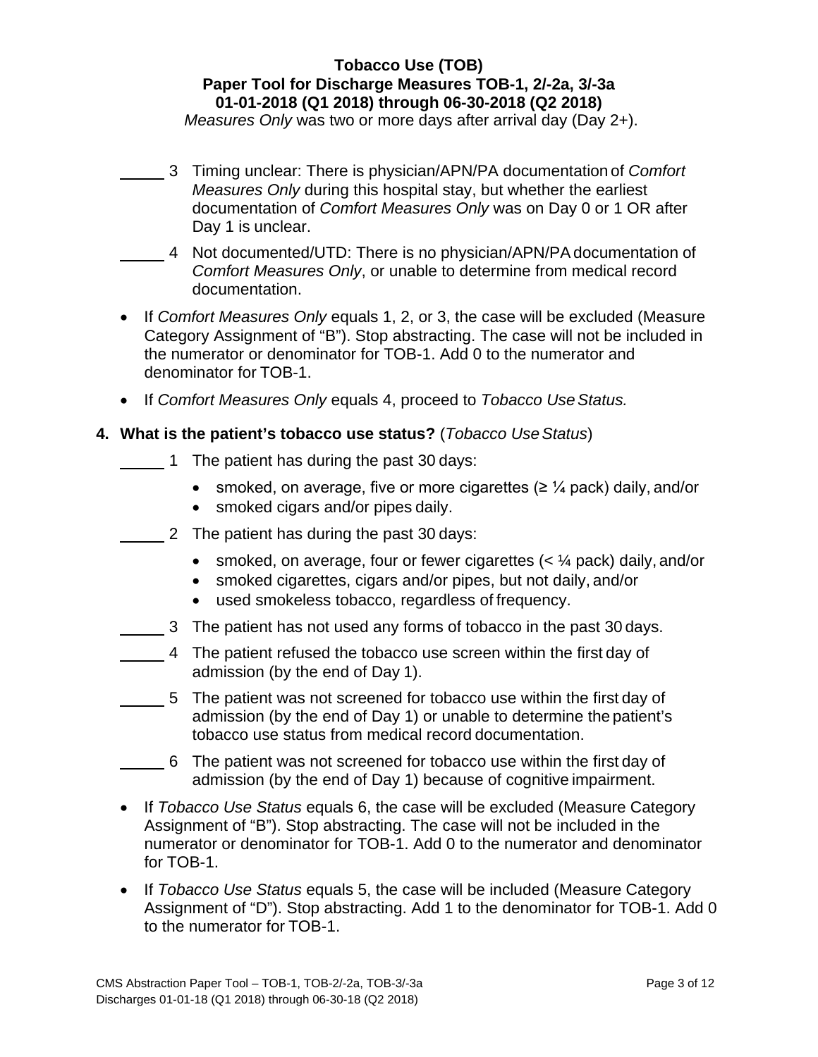*Measures Only* was two or more days after arrival day (Day 2+).

_____ 3 Timing unclear: There is physician/APN/PA documentation of *Comfort Measures Only* during this hospital stay, but whether the earliest documentation of *Comfort Measures Only* was on Day 0 or 1 OR after Day 1 is unclear.

_____ 4 Not documented/UTD: There is no physician/APN/PA documentation of *Comfort Measures Only*, or unable to determine from medical record documentation.

- If *Comfort Measures Only* equals 1, 2, or 3, the case will be excluded (Measure Category Assignment of "B"). Stop abstracting. The case will not be included in the numerator or denominator for TOB-1. Add 0 to the numerator and denominator for TOB-1.
- If *Comfort Measures Only* equals 4, proceed to *Tobacco Use Status.*

**4. What is the patient's tobacco use status?** (*Tobacco Use Status*)

_____ 1 The patient has during the past 30 days:

- smoked, on average, five or more cigarettes (≥ ¼ pack) daily, and/or
- smoked cigars and/or pipes daily.

_____ 2 The patient has during the past 30 days:

- smoked, on average, four or fewer cigarettes (< ¼ pack) daily, and/or
- smoked cigarettes, cigars and/or pipes, but not daily, and/or
- used smokeless tobacco, regardless of frequency.

_____ 3 The patient has not used any forms of tobacco in the past 30 days.

_____ 4 The patient refused the tobacco use screen within the first day of admission (by the end of Day 1).

_____ 5 The patient was not screened for tobacco use within the first day of admission (by the end of Day 1) or unable to determine the patient's tobacco use status from medical record documentation.

_____ 6 The patient was not screened for tobacco use within the first day of admission (by the end of Day 1) because of cognitive impairment.

- If *Tobacco Use Status* equals 6, the case will be excluded (Measure Category Assignment of "B"). Stop abstracting. The case will not be included in the numerator or denominator for TOB-1. Add 0 to the numerator and denominator for TOB-1.
- If *Tobacco Use Status* equals 5, the case will be included (Measure Category Assignment of "D"). Stop abstracting. Add 1 to the denominator for TOB-1. Add 0 to the numerator for TOB-1.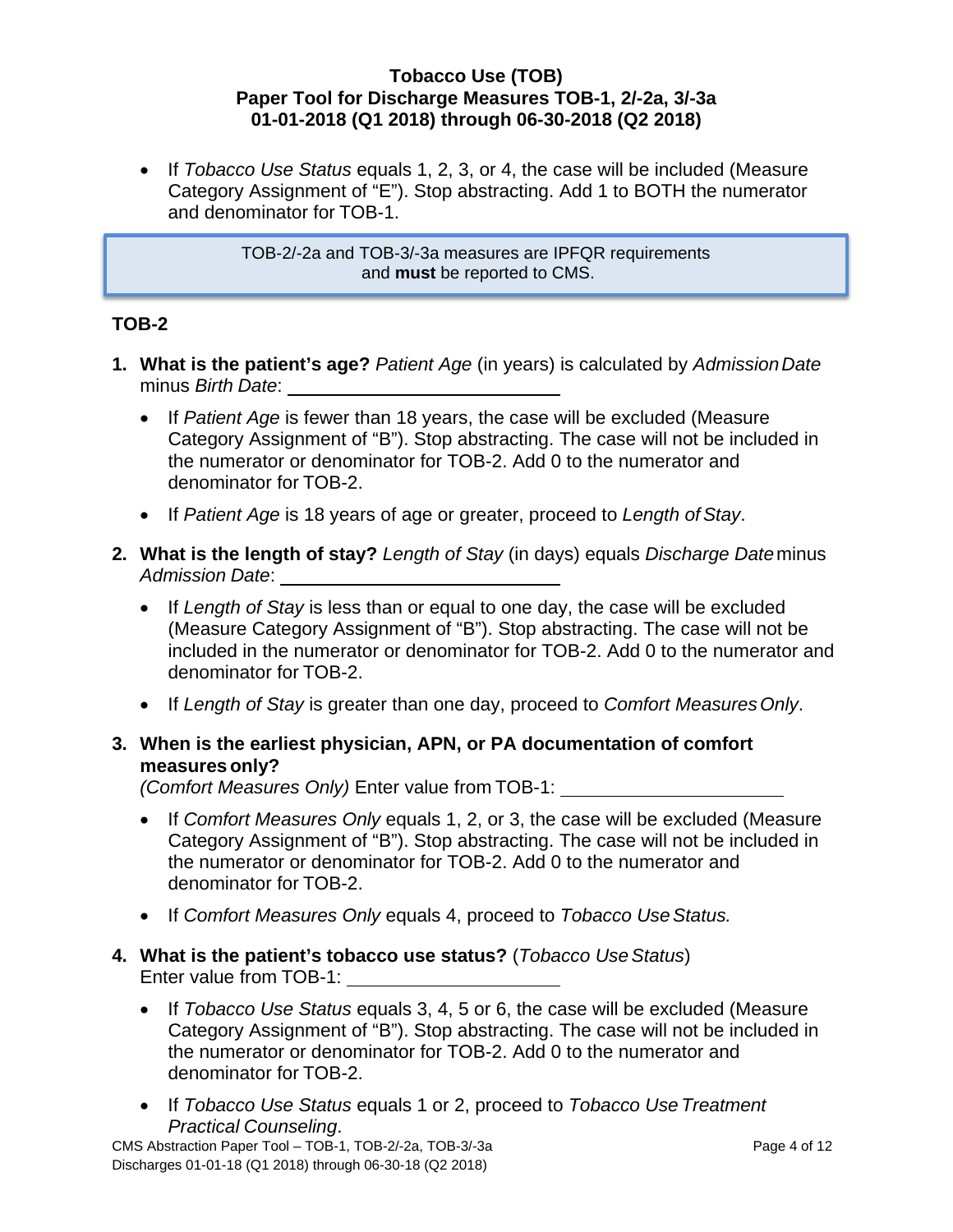- If *Tobacco Use Status* equals 1, 2, 3, or 4, the case will be included (Measure Category Assignment of "E"). Stop abstracting. Add 1 to BOTH the numerator and denominator for TOB-1.

> TOB-2/-2a and TOB-3/-3a measures are IPFQR requirements and **must** be reported to CMS.

## TOB-2

1. **What is the patient's age?** *Patient Age* (in years) is calculated by *Admission Date* minus *Birth Date*: ______________________
   - If *Patient Age* is fewer than 18 years, the case will be excluded (Measure Category Assignment of "B"). Stop abstracting. The case will not be included in the numerator or denominator for TOB-2. Add 0 to the numerator and denominator for TOB-2.
   - If *Patient Age* is 18 years of age or greater, proceed to *Length of Stay*.
2. **What is the length of stay?** *Length of Stay* (in days) equals *Discharge Date* minus *Admission Date*: ______________________
   - If *Length of Stay* is less than or equal to one day, the case will be excluded (Measure Category Assignment of "B"). Stop abstracting. The case will not be included in the numerator or denominator for TOB-2. Add 0 to the numerator and denominator for TOB-2.
   - If *Length of Stay* is greater than one day, proceed to *Comfort Measures Only*.
3. **When is the earliest physician, APN, or PA documentation of comfort measures only?**
   *(Comfort Measures Only)* Enter value from TOB-1: ______________________
   - If *Comfort Measures Only* equals 1, 2, or 3, the case will be excluded (Measure Category Assignment of "B"). Stop abstracting. The case will not be included in the numerator or denominator for TOB-2. Add 0 to the numerator and denominator for TOB-2.
   - If *Comfort Measures Only* equals 4, proceed to *Tobacco Use Status.*
4. **What is the patient's tobacco use status?** (*Tobacco Use Status*)
   Enter value from TOB-1: ______________________
   - If *Tobacco Use Status* equals 3, 4, 5 or 6, the case will be excluded (Measure Category Assignment of "B"). Stop abstracting. The case will not be included in the numerator or denominator for TOB-2. Add 0 to the numerator and denominator for TOB-2.
   - If *Tobacco Use Status* equals 1 or 2, proceed to *Tobacco Use Treatment Practical Counseling*.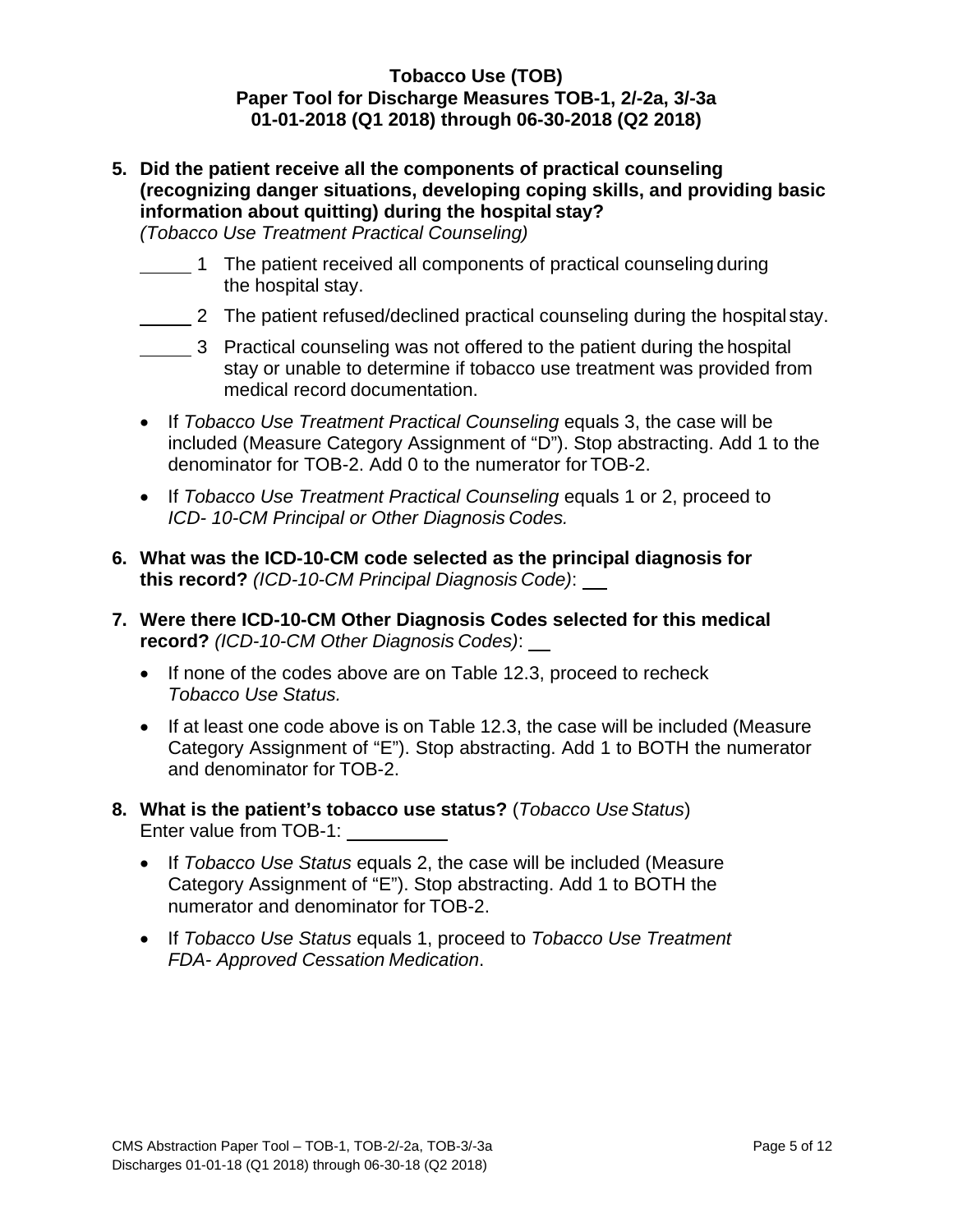**5. Did the patient receive all the components of practical counseling (recognizing danger situations, developing coping skills, and providing basic information about quitting) during the hospital stay?**
*(Tobacco Use Treatment Practical Counseling)*

_____ 1 The patient received all components of practical counseling during the hospital stay.

_____ 2 The patient refused/declined practical counseling during the hospital stay.

_____ 3 Practical counseling was not offered to the patient during the hospital stay or unable to determine if tobacco use treatment was provided from medical record documentation.

- If *Tobacco Use Treatment Practical Counseling* equals 3, the case will be included (Measure Category Assignment of "D"). Stop abstracting. Add 1 to the denominator for TOB-2. Add 0 to the numerator for TOB-2.
- If *Tobacco Use Treatment Practical Counseling* equals 1 or 2, proceed to *ICD- 10-CM Principal or Other Diagnosis Codes.*

**6. What was the ICD-10-CM code selected as the principal diagnosis for this record?** *(ICD-10-CM Principal Diagnosis Code)*: ___

**7. Were there ICD-10-CM Other Diagnosis Codes selected for this medical record?** *(ICD-10-CM Other Diagnosis Codes)*: ___

- If none of the codes above are on Table 12.3, proceed to recheck *Tobacco Use Status.*
- If at least one code above is on Table 12.3, the case will be included (Measure Category Assignment of "E"). Stop abstracting. Add 1 to BOTH the numerator and denominator for TOB-2.

**8. What is the patient's tobacco use status?** (*Tobacco Use Status*)
Enter value from TOB-1: __________

- If *Tobacco Use Status* equals 2, the case will be included (Measure Category Assignment of "E"). Stop abstracting. Add 1 to BOTH the numerator and denominator for TOB-2.
- If *Tobacco Use Status* equals 1, proceed to *Tobacco Use Treatment FDA- Approved Cessation Medication*.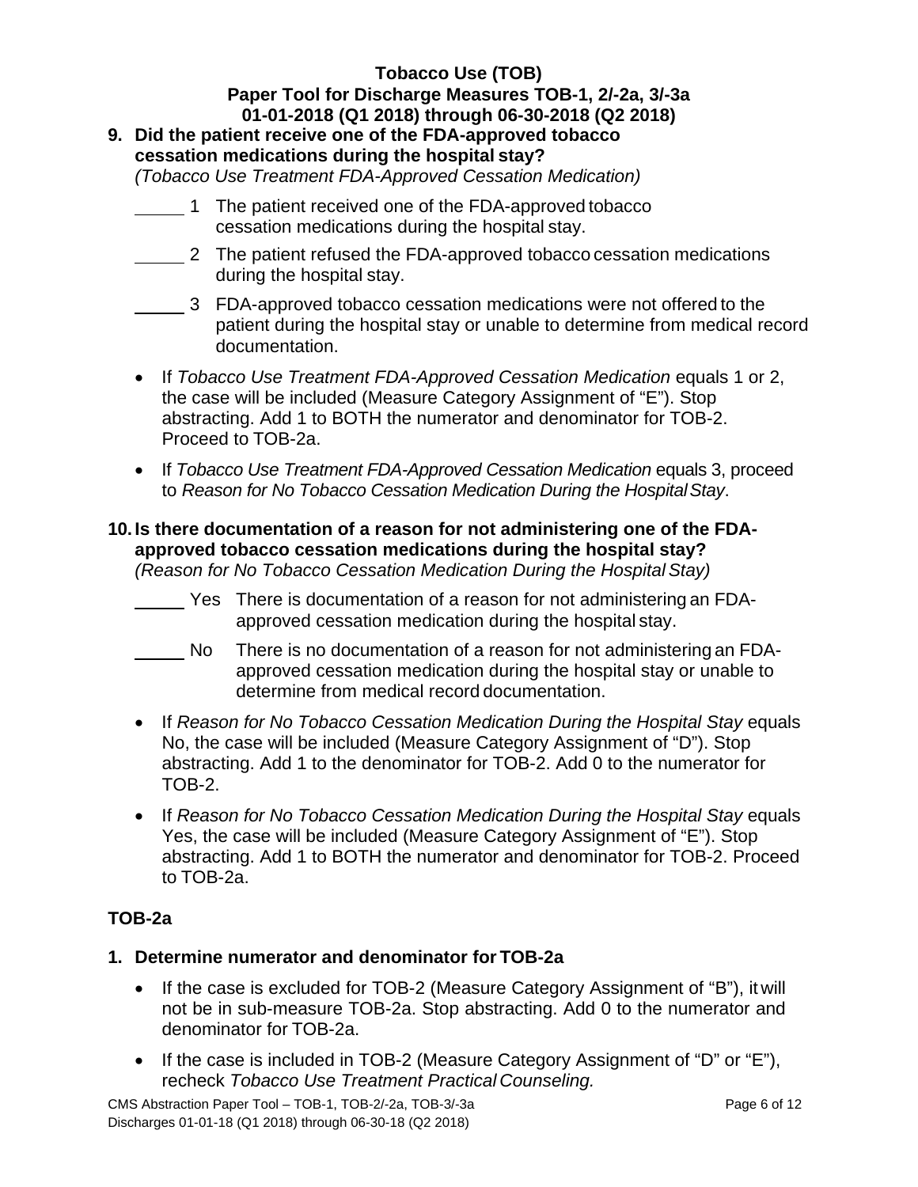**9. Did the patient receive one of the FDA-approved tobacco cessation medications during the hospital stay?**
*(Tobacco Use Treatment FDA-Approved Cessation Medication)*

_____ 1 The patient received one of the FDA-approved tobacco cessation medications during the hospital stay.

_____ 2 The patient refused the FDA-approved tobacco cessation medications during the hospital stay.

_____ 3 FDA-approved tobacco cessation medications were not offered to the patient during the hospital stay or unable to determine from medical record documentation.

- If *Tobacco Use Treatment FDA-Approved Cessation Medication* equals 1 or 2, the case will be included (Measure Category Assignment of "E"). Stop abstracting. Add 1 to BOTH the numerator and denominator for TOB-2. Proceed to TOB-2a.
- If *Tobacco Use Treatment FDA-Approved Cessation Medication* equals 3, proceed to *Reason for No Tobacco Cessation Medication During the Hospital Stay*.

**10. Is there documentation of a reason for not administering one of the FDA-approved tobacco cessation medications during the hospital stay?**
*(Reason for No Tobacco Cessation Medication During the Hospital Stay)*

_____ Yes There is documentation of a reason for not administering an FDA-approved cessation medication during the hospital stay.

_____ No There is no documentation of a reason for not administering an FDA-approved cessation medication during the hospital stay or unable to determine from medical record documentation.

- If *Reason for No Tobacco Cessation Medication During the Hospital Stay* equals No, the case will be included (Measure Category Assignment of "D"). Stop abstracting. Add 1 to the denominator for TOB-2. Add 0 to the numerator for TOB-2.
- If *Reason for No Tobacco Cessation Medication During the Hospital Stay* equals Yes, the case will be included (Measure Category Assignment of "E"). Stop abstracting. Add 1 to BOTH the numerator and denominator for TOB-2. Proceed to TOB-2a.

## TOB-2a

**1. Determine numerator and denominator for TOB-2a**

- If the case is excluded for TOB-2 (Measure Category Assignment of "B"), it will not be in sub-measure TOB-2a. Stop abstracting. Add 0 to the numerator and denominator for TOB-2a.
- If the case is included in TOB-2 (Measure Category Assignment of "D" or "E"), recheck *Tobacco Use Treatment Practical Counseling.*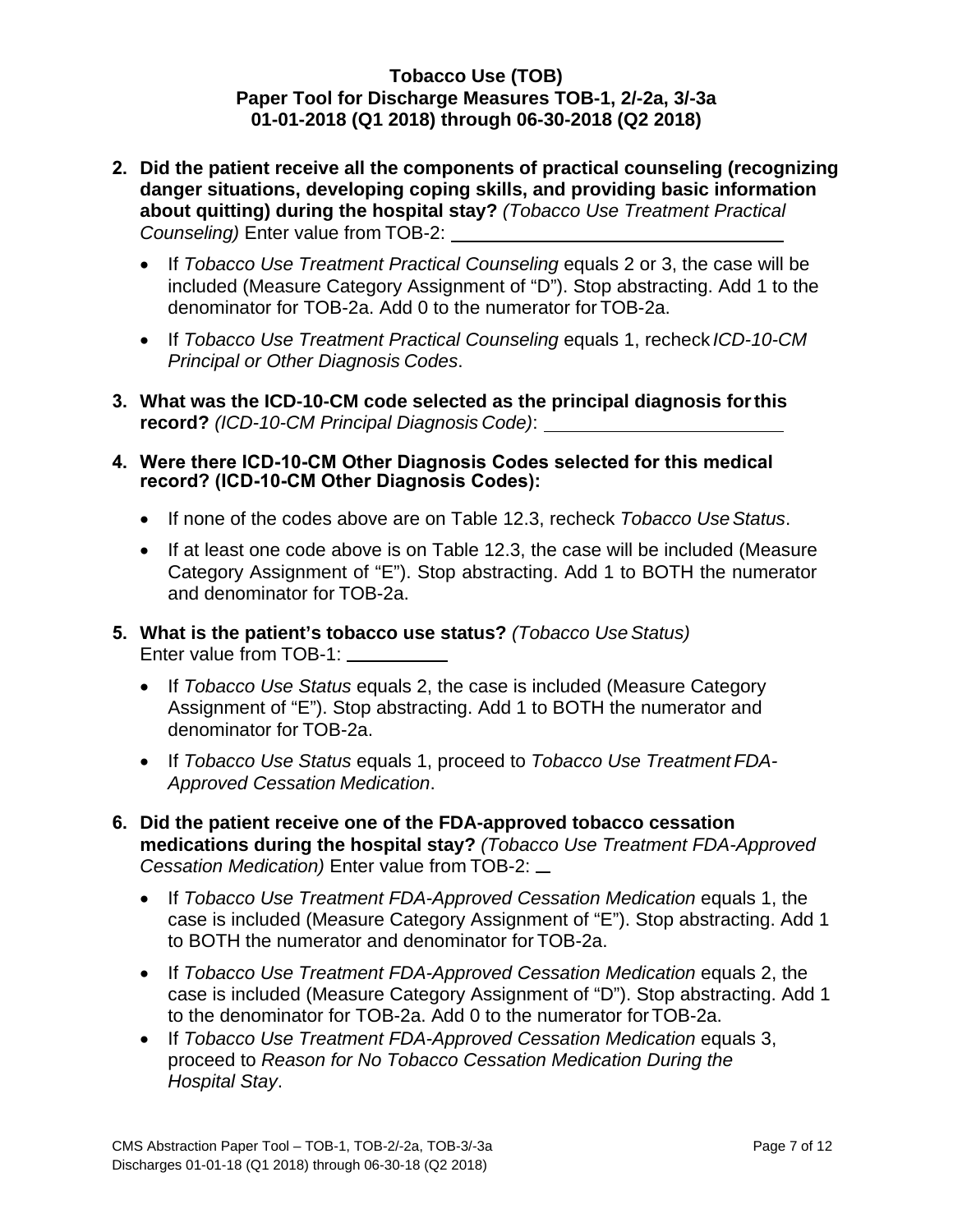**Tobacco Use (TOB)**
**Paper Tool for Discharge Measures TOB-1, 2/-2a, 3/-3a**
**01-01-2018 (Q1 2018) through 06-30-2018 (Q2 2018)**

2. **Did the patient receive all the components of practical counseling (recognizing danger situations, developing coping skills, and providing basic information about quitting) during the hospital stay?** *(Tobacco Use Treatment Practical Counseling)* Enter value from TOB-2: ________________________________

   - If *Tobacco Use Treatment Practical Counseling* equals 2 or 3, the case will be included (Measure Category Assignment of "D"). Stop abstracting. Add 1 to the denominator for TOB-2a. Add 0 to the numerator for TOB-2a.
   - If *Tobacco Use Treatment Practical Counseling* equals 1, recheck *ICD-10-CM Principal or Other Diagnosis Codes*.

3. **What was the ICD-10-CM code selected as the principal diagnosis for this record?** *(ICD-10-CM Principal Diagnosis Code)*: ______________________

4. **Were there ICD-10-CM Other Diagnosis Codes selected for this medical record? (ICD-10-CM Other Diagnosis Codes):**

   - If none of the codes above are on Table 12.3, recheck *Tobacco Use Status*.
   - If at least one code above is on Table 12.3, the case will be included (Measure Category Assignment of "E"). Stop abstracting. Add 1 to BOTH the numerator and denominator for TOB-2a.

5. **What is the patient's tobacco use status?** *(Tobacco Use Status)* Enter value from TOB-1: __________

   - If *Tobacco Use Status* equals 2, the case is included (Measure Category Assignment of "E"). Stop abstracting. Add 1 to BOTH the numerator and denominator for TOB-2a.
   - If *Tobacco Use Status* equals 1, proceed to *Tobacco Use Treatment FDA-Approved Cessation Medication*.

6. **Did the patient receive one of the FDA-approved tobacco cessation medications during the hospital stay?** *(Tobacco Use Treatment FDA-Approved Cessation Medication)* Enter value from TOB-2: __

   - If *Tobacco Use Treatment FDA-Approved Cessation Medication* equals 1, the case is included (Measure Category Assignment of "E"). Stop abstracting. Add 1 to BOTH the numerator and denominator for TOB-2a.
   - If *Tobacco Use Treatment FDA-Approved Cessation Medication* equals 2, the case is included (Measure Category Assignment of "D"). Stop abstracting. Add 1 to the denominator for TOB-2a. Add 0 to the numerator for TOB-2a.
   - If *Tobacco Use Treatment FDA-Approved Cessation Medication* equals 3, proceed to *Reason for No Tobacco Cessation Medication During the Hospital Stay*.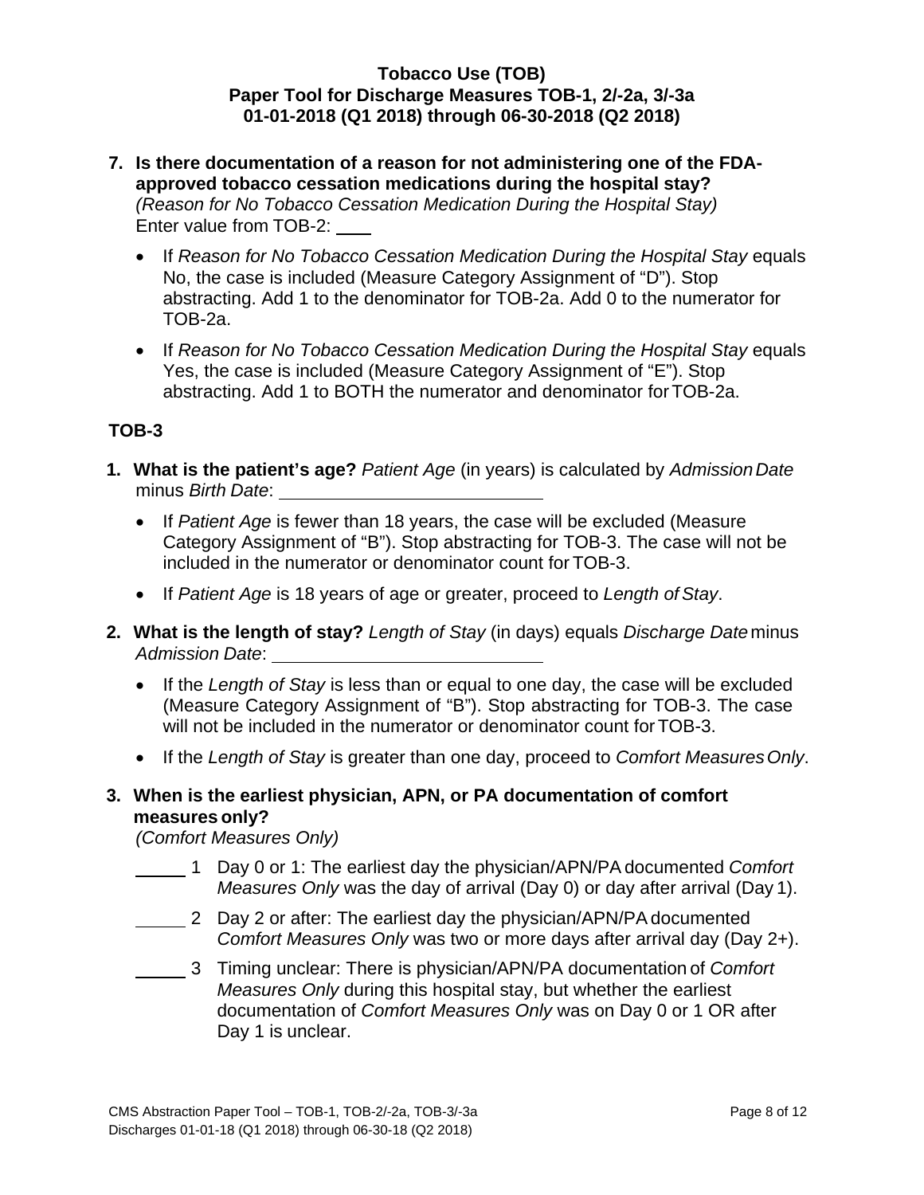**Tobacco Use (TOB)**
**Paper Tool for Discharge Measures TOB-1, 2/-2a, 3/-3a**
**01-01-2018 (Q1 2018) through 06-30-2018 (Q2 2018)**

7. **Is there documentation of a reason for not administering one of the FDA-approved tobacco cessation medications during the hospital stay?**
   *(Reason for No Tobacco Cessation Medication During the Hospital Stay)*
   Enter value from TOB-2: ___

   - If *Reason for No Tobacco Cessation Medication During the Hospital Stay* equals No, the case is included (Measure Category Assignment of "D"). Stop abstracting. Add 1 to the denominator for TOB-2a. Add 0 to the numerator for TOB-2a.
   - If *Reason for No Tobacco Cessation Medication During the Hospital Stay* equals Yes, the case is included (Measure Category Assignment of "E"). Stop abstracting. Add 1 to BOTH the numerator and denominator for TOB-2a.

## TOB-3

1. **What is the patient's age?** *Patient Age* (in years) is calculated by *Admission Date* minus *Birth Date*: ___________________________

   - If *Patient Age* is fewer than 18 years, the case will be excluded (Measure Category Assignment of "B"). Stop abstracting for TOB-3. The case will not be included in the numerator or denominator count for TOB-3.
   - If *Patient Age* is 18 years of age or greater, proceed to *Length of Stay*.

2. **What is the length of stay?** *Length of Stay* (in days) equals *Discharge Date* minus *Admission Date*: ___________________________

   - If the *Length of Stay* is less than or equal to one day, the case will be excluded (Measure Category Assignment of "B"). Stop abstracting for TOB-3. The case will not be included in the numerator or denominator count for TOB-3.
   - If the *Length of Stay* is greater than one day, proceed to *Comfort Measures Only*.

3. **When is the earliest physician, APN, or PA documentation of comfort measures only?**
   *(Comfort Measures Only)*

   _____ 1 Day 0 or 1: The earliest day the physician/APN/PA documented *Comfort Measures Only* was the day of arrival (Day 0) or day after arrival (Day 1).

   _____ 2 Day 2 or after: The earliest day the physician/APN/PA documented *Comfort Measures Only* was two or more days after arrival day (Day 2+).

   _____ 3 Timing unclear: There is physician/APN/PA documentation of *Comfort Measures Only* during this hospital stay, but whether the earliest documentation of *Comfort Measures Only* was on Day 0 or 1 OR after Day 1 is unclear.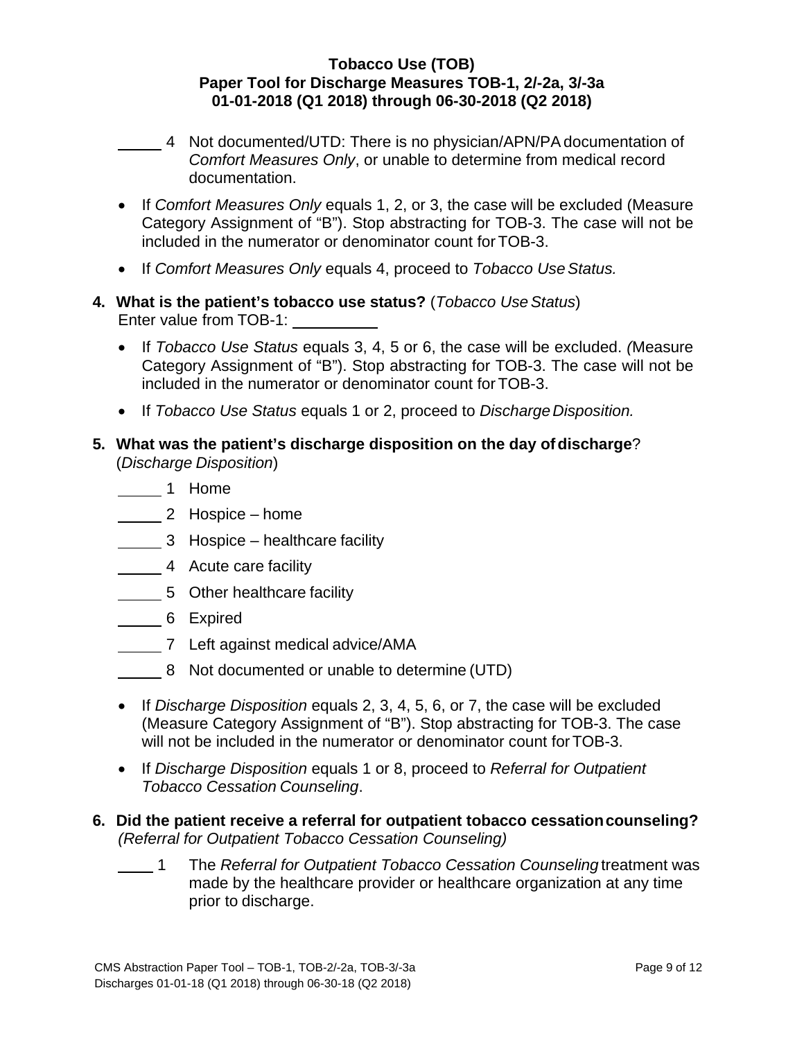_____ 4 Not documented/UTD: There is no physician/APN/PA documentation of *Comfort Measures Only*, or unable to determine from medical record documentation.

- If *Comfort Measures Only* equals 1, 2, or 3, the case will be excluded (Measure Category Assignment of "B"). Stop abstracting for TOB-3. The case will not be included in the numerator or denominator count for TOB-3.
- If *Comfort Measures Only* equals 4, proceed to *Tobacco Use Status.*

**4. What is the patient's tobacco use status?** (*Tobacco Use Status*)
Enter value from TOB-1: __________

- If *Tobacco Use Status* equals 3, 4, 5 or 6, the case will be excluded. *(*Measure Category Assignment of "B"). Stop abstracting for TOB-3. The case will not be included in the numerator or denominator count for TOB-3.
- If *Tobacco Use Status* equals 1 or 2, proceed to *Discharge Disposition.*

**5. What was the patient's discharge disposition on the day of discharge**? (*Discharge Disposition*)

_____ 1 Home

_____ 2 Hospice – home

_____ 3 Hospice – healthcare facility

_____ 4 Acute care facility

_____ 5 Other healthcare facility

_____ 6 Expired

_____ 7 Left against medical advice/AMA

_____ 8 Not documented or unable to determine (UTD)

- If *Discharge Disposition* equals 2, 3, 4, 5, 6, or 7, the case will be excluded (Measure Category Assignment of "B"). Stop abstracting for TOB-3. The case will not be included in the numerator or denominator count for TOB-3.
- If *Discharge Disposition* equals 1 or 8, proceed to *Referral for Outpatient Tobacco Cessation Counseling*.

**6. Did the patient receive a referral for outpatient tobacco cessation counseling?** *(Referral for Outpatient Tobacco Cessation Counseling)*

____ 1 The *Referral for Outpatient Tobacco Cessation Counseling* treatment was made by the healthcare provider or healthcare organization at any time prior to discharge.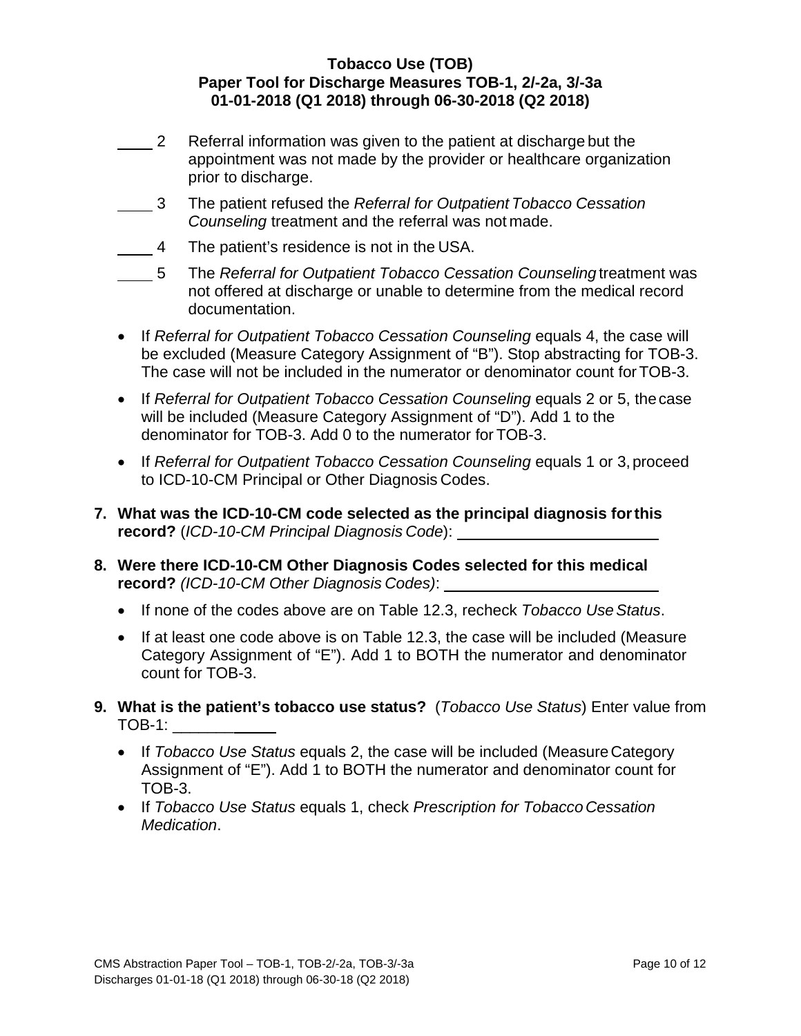**Tobacco Use (TOB)**
**Paper Tool for Discharge Measures TOB-1, 2/-2a, 3/-3a**
**01-01-2018 (Q1 2018) through 06-30-2018 (Q2 2018)**

____ 2 Referral information was given to the patient at discharge but the appointment was not made by the provider or healthcare organization prior to discharge.

____ 3 The patient refused the *Referral for Outpatient Tobacco Cessation Counseling* treatment and the referral was not made.

____ 4 The patient's residence is not in the USA.

____ 5 The *Referral for Outpatient Tobacco Cessation Counseling* treatment was not offered at discharge or unable to determine from the medical record documentation.

- If *Referral for Outpatient Tobacco Cessation Counseling* equals 4, the case will be excluded (Measure Category Assignment of "B"). Stop abstracting for TOB-3. The case will not be included in the numerator or denominator count for TOB-3.
- If *Referral for Outpatient Tobacco Cessation Counseling* equals 2 or 5, the case will be included (Measure Category Assignment of "D"). Add 1 to the denominator for TOB-3. Add 0 to the numerator for TOB-3.
- If *Referral for Outpatient Tobacco Cessation Counseling* equals 1 or 3, proceed to ICD-10-CM Principal or Other Diagnosis Codes.

**7. What was the ICD-10-CM code selected as the principal diagnosis for this record?** (*ICD-10-CM Principal Diagnosis Code*): ____________________

**8. Were there ICD-10-CM Other Diagnosis Codes selected for this medical record?** *(ICD-10-CM Other Diagnosis Codes)*: ____________________

- If none of the codes above are on Table 12.3, recheck *Tobacco Use Status*.
- If at least one code above is on Table 12.3, the case will be included (Measure Category Assignment of "E"). Add 1 to BOTH the numerator and denominator count for TOB-3.

**9. What is the patient's tobacco use status?** (*Tobacco Use Status*) Enter value from TOB-1: ___________

- If *Tobacco Use Status* equals 2, the case will be included (Measure Category Assignment of "E"). Add 1 to BOTH the numerator and denominator count for TOB-3.
- If *Tobacco Use Status* equals 1, check *Prescription for Tobacco Cessation Medication*.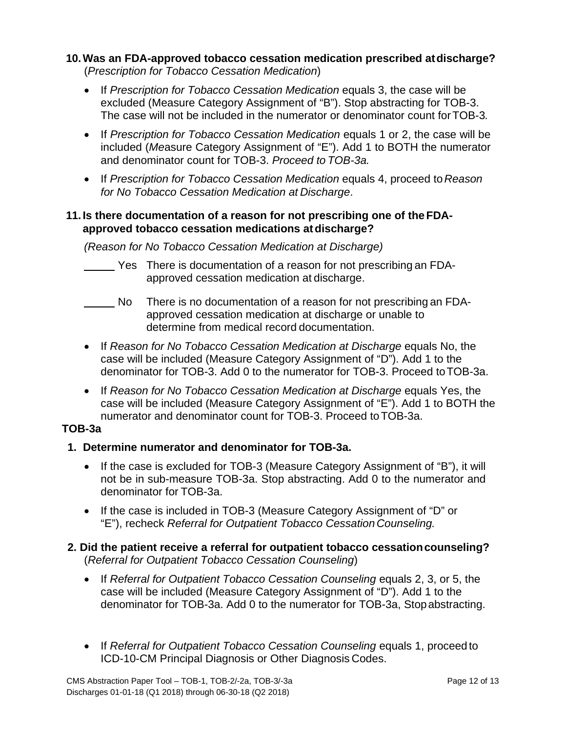**10. Was an FDA-approved tobacco cessation medication prescribed at discharge?**
(*Prescription for Tobacco Cessation Medication*)

- If *Prescription for Tobacco Cessation Medication* equals 3, the case will be excluded (Measure Category Assignment of "B"). Stop abstracting for TOB-3. The case will not be included in the numerator or denominator count for TOB-3*.*
- If *Prescription for Tobacco Cessation Medication* equals 1 or 2, the case will be included (*Me*asure Category Assignment of "E"). Add 1 to BOTH the numerator and denominator count for TOB-3. *Proceed to TOB-3a.*
- If *Prescription for Tobacco Cessation Medication* equals 4, proceed to *Reason for No Tobacco Cessation Medication at Discharge*.

**11. Is there documentation of a reason for not prescribing one of the FDA-approved tobacco cessation medications at discharge?**

*(Reason for No Tobacco Cessation Medication at Discharge)*

_____ Yes There is documentation of a reason for not prescribing an FDA-approved cessation medication at discharge.

_____ No There is no documentation of a reason for not prescribing an FDA-approved cessation medication at discharge or unable to determine from medical record documentation.

- If *Reason for No Tobacco Cessation Medication at Discharge* equals No, the case will be included (Measure Category Assignment of "D"). Add 1 to the denominator for TOB-3. Add 0 to the numerator for TOB-3. Proceed to TOB-3a.
- If *Reason for No Tobacco Cessation Medication at Discharge* equals Yes, the case will be included (Measure Category Assignment of "E"). Add 1 to BOTH the numerator and denominator count for TOB-3. Proceed to TOB-3a.

**TOB-3a**

**1. Determine numerator and denominator for TOB-3a.**

- If the case is excluded for TOB-3 (Measure Category Assignment of "B"), it will not be in sub-measure TOB-3a. Stop abstracting. Add 0 to the numerator and denominator for TOB-3a.
- If the case is included in TOB-3 (Measure Category Assignment of "D" or "E"), recheck *Referral for Outpatient Tobacco Cessation Counseling.*

**2. Did the patient receive a referral for outpatient tobacco cessation counseling?**
(*Referral for Outpatient Tobacco Cessation Counseling*)

- If *Referral for Outpatient Tobacco Cessation Counseling* equals 2, 3, or 5, the case will be included (Measure Category Assignment of "D"). Add 1 to the denominator for TOB-3a. Add 0 to the numerator for TOB-3a, Stop abstracting.
- If *Referral for Outpatient Tobacco Cessation Counseling* equals 1, proceed to ICD-10-CM Principal Diagnosis or Other Diagnosis Codes.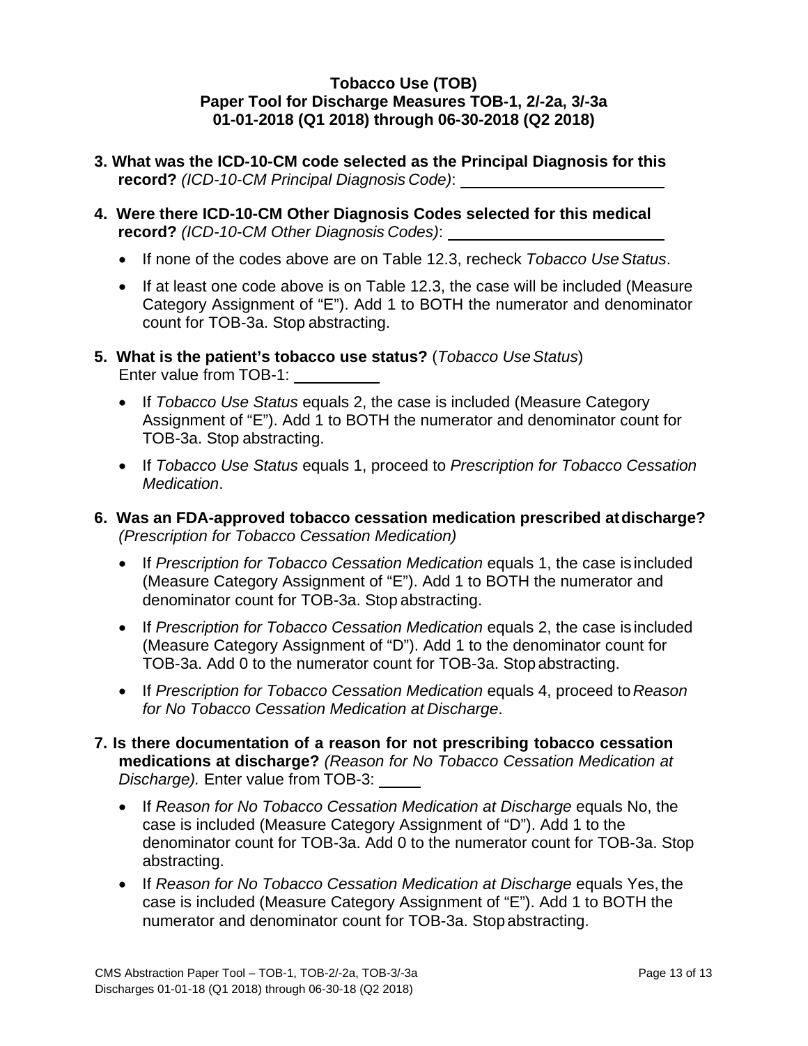**Tobacco Use (TOB)**
**Paper Tool for Discharge Measures TOB-1, 2/-2a, 3/-3a**
**01-01-2018 (Q1 2018) through 06-30-2018 (Q2 2018)**

**3. What was the ICD-10-CM code selected as the Principal Diagnosis for this record?** *(ICD-10-CM Principal Diagnosis Code)*: \_\_\_\_\_\_\_\_\_\_\_\_\_\_\_\_\_\_\_\_\_\_

**4. Were there ICD-10-CM Other Diagnosis Codes selected for this medical record?** *(ICD-10-CM Other Diagnosis Codes)*: \_\_\_\_\_\_\_\_\_\_\_\_\_\_\_\_\_\_\_\_\_\_\_

- If none of the codes above are on Table 12.3, recheck *Tobacco Use Status*.
- If at least one code above is on Table 12.3, the case will be included (Measure Category Assignment of "E"). Add 1 to BOTH the numerator and denominator count for TOB-3a. Stop abstracting.

**5. What is the patient's tobacco use status?** (*Tobacco Use Status*)
Enter value from TOB-1: \_\_\_\_\_\_\_\_\_\_

- If *Tobacco Use Status* equals 2, the case is included (Measure Category Assignment of "E"). Add 1 to BOTH the numerator and denominator count for TOB-3a. Stop abstracting.
- If *Tobacco Use Status* equals 1, proceed to *Prescription for Tobacco Cessation Medication*.

**6. Was an FDA-approved tobacco cessation medication prescribed at discharge?** *(Prescription for Tobacco Cessation Medication)*

- If *Prescription for Tobacco Cessation Medication* equals 1, the case is included (Measure Category Assignment of "E"). Add 1 to BOTH the numerator and denominator count for TOB-3a. Stop abstracting.
- If *Prescription for Tobacco Cessation Medication* equals 2, the case is included (Measure Category Assignment of "D"). Add 1 to the denominator count for TOB-3a. Add 0 to the numerator count for TOB-3a. Stop abstracting.
- If *Prescription for Tobacco Cessation Medication* equals 4, proceed to *Reason for No Tobacco Cessation Medication at Discharge*.

**7. Is there documentation of a reason for not prescribing tobacco cessation medications at discharge?** *(Reason for No Tobacco Cessation Medication at Discharge).* Enter value from TOB-3: \_\_\_\_\_

- If *Reason for No Tobacco Cessation Medication at Discharge* equals No, the case is included (Measure Category Assignment of "D"). Add 1 to the denominator count for TOB-3a. Add 0 to the numerator count for TOB-3a. Stop abstracting.
- If *Reason for No Tobacco Cessation Medication at Discharge* equals Yes, the case is included (Measure Category Assignment of "E"). Add 1 to BOTH the numerator and denominator count for TOB-3a. Stop abstracting.